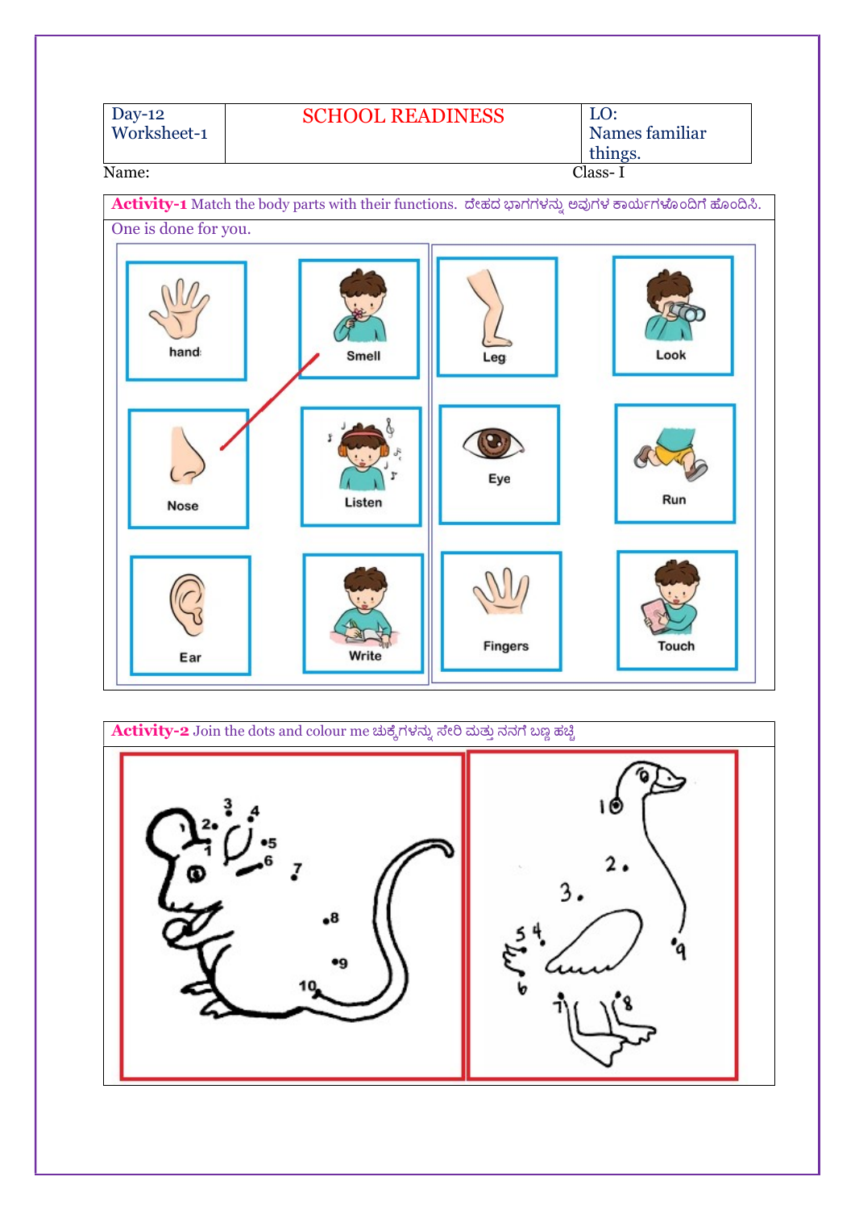| Day-12 Worksheet-1 | SCHOOL READINESS | LO: Names familiar things. |
|---|---|---|

Name: Class- I

**Activity-1** Match the body parts with their functions. ದೇಹದ ಭಾಗಗಳನ್ನು ಅವುಗಳ ಕಾರ್ಯಗಳೊಂದಿಗೆ ಹೊಂದಿಸಿ.

One is done for you.

| | | | |
|---|---|---|---|
| hand | Smell | Leg | Look |
| Nose | Listen | Eye | Run |
| Ear | Write | Fingers | Touch |

**Activity-2** Join the dots and colour me ಚುಕ್ಕೆಗಳನ್ನು ಸೇರಿ ಮತ್ತು ನನಗೆ ಬಣ್ಣ ಹಚ್ಚಿ

1 2 3 4 5 6 7 8 9 10

1 2 3 4 5 6 7 8 9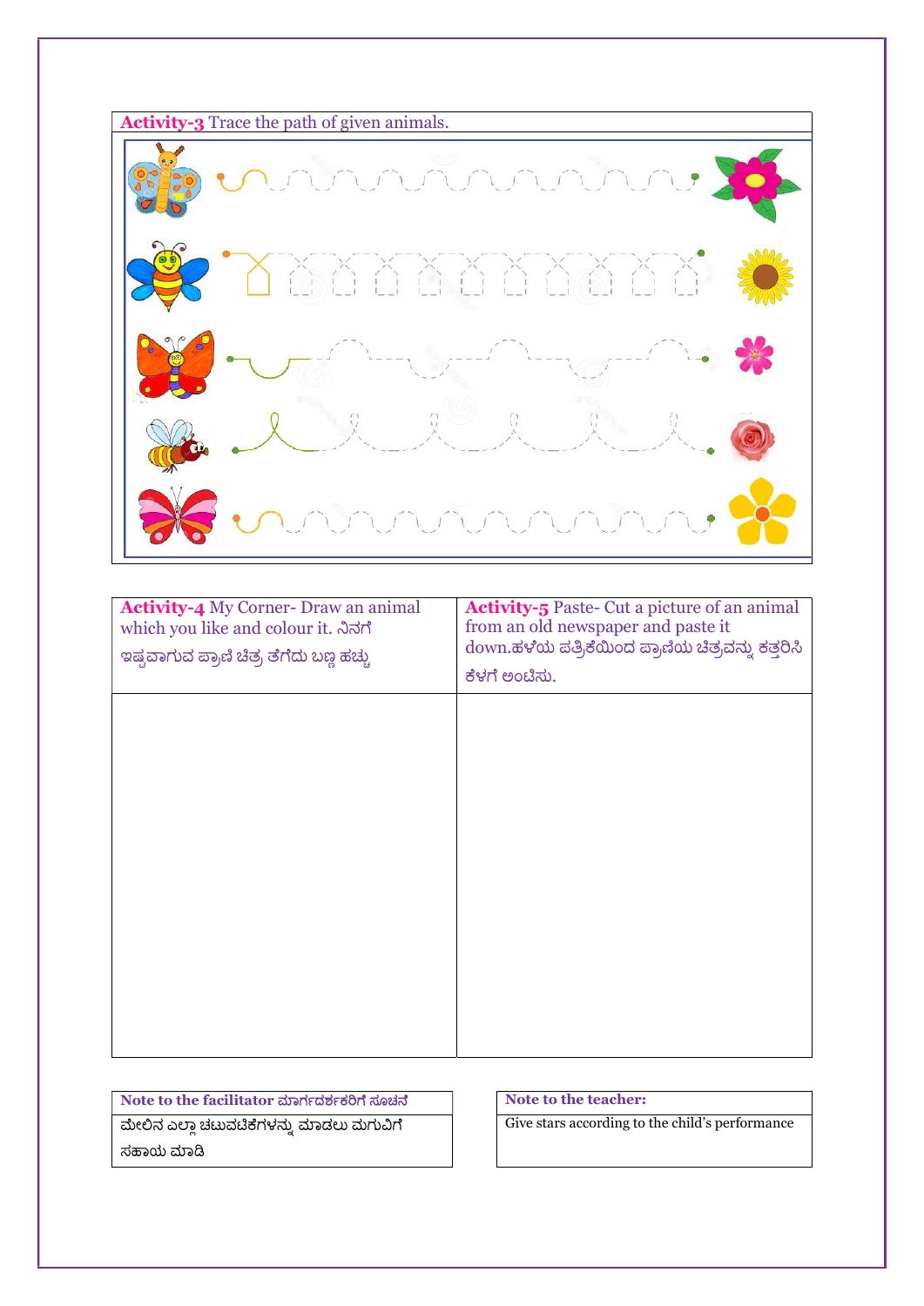**Activity-3** Trace the path of given animals.

| **Activity-4** My Corner- Draw an animal which you like and colour it. ನಿನಗೆ ಇಷ್ಟವಾಗುವ ಪ್ರಾಣಿ ಚಿತ್ರ ತೆಗೆದು ಬಣ್ಣ ಹಚ್ಚು | **Activity-5** Paste- Cut a picture of an animal from an old newspaper and paste it down.ಹಳೆಯ ಪತ್ರಿಕೆಯಿಂದ ಪ್ರಾಣಿಯ ಚಿತ್ರವನ್ನು ಕತ್ತರಿಸಿ ಕೆಳಗೆ ಅಂಟಿಸು. |
|---|---|
| | |

| **Note to the facilitator** ಮಾರ್ಗದರ್ಶಕರಿಗೆ ಸೂಚನೆ |
|---|
| ಮೇಲಿನ ಎಲ್ಲಾ ಚಟುವಟಿಕೆಗಳನ್ನು ಮಾಡಲು ಮಗುವಿಗೆ ಸಹಾಯ ಮಾಡಿ |

| **Note to the teacher:** |
|---|
| Give stars according to the child's performance |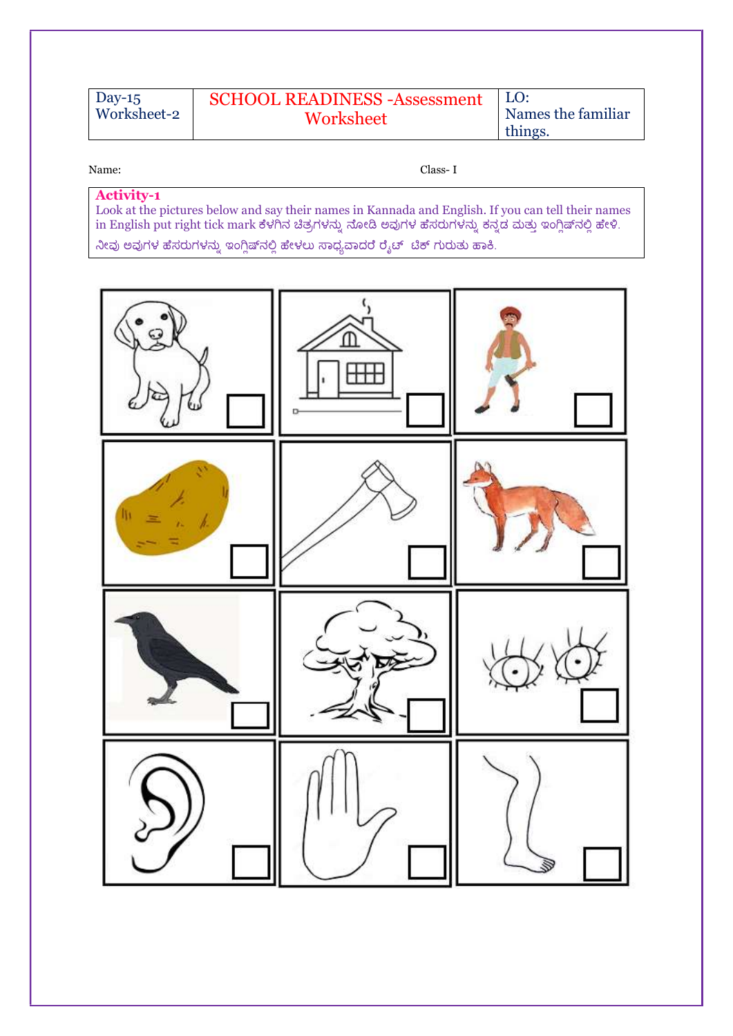| Day-15 Worksheet-2 | SCHOOL READINESS -Assessment Worksheet | LO: Names the familiar things. |
|---|---|---|

Name: Class- I

**Activity-1**

Look at the pictures below and say their names in Kannada and English. If you can tell their names in English put right tick mark ಕೆಳಗಿನ ಚಿತ್ರಗಳನ್ನು ನೋಡಿ ಅವುಗಳ ಹೆಸರುಗಳನ್ನು ಕನ್ನಡ ಮತ್ತು ಇಂಗ್ಲಿಷ್‌ನಲ್ಲಿ ಹೇಳಿ. ನೀವು ಅವುಗಳ ಹೆಸರುಗಳನ್ನು ಇಂಗ್ಲಿಷ್‌ನಲ್ಲಿ ಹೇಳಲು ಸಾಧ್ಯವಾದರೆ ರೈಟ್ ಟಿಕ್ ಗುರುತು ಹಾಕಿ.